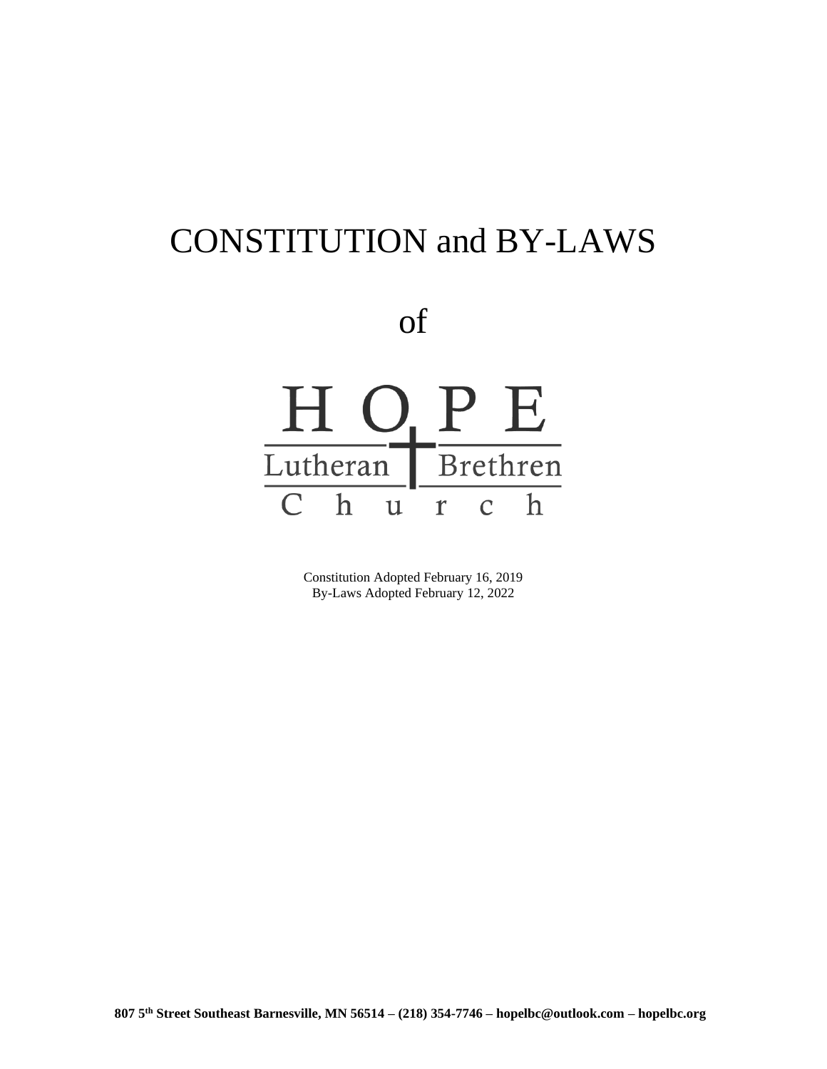# CONSTITUTION and BY-LAWS

of

HOPE
Lutheran Brethren
Church

Constitution Adopted February 16, 2019
By-Laws Adopted February 12, 2022

**807 5th Street Southeast Barnesville, MN 56514 – (218) 354-7746 – hopelbc@outlook.com – hopelbc.org**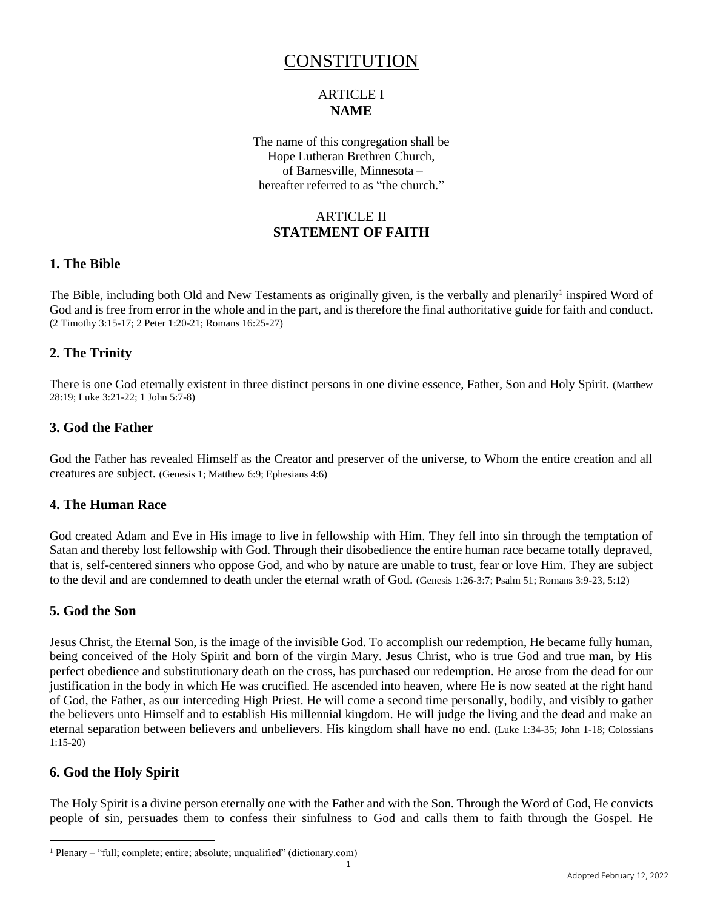# CONSTITUTION

## ARTICLE I
## NAME

The name of this congregation shall be
Hope Lutheran Brethren Church,
of Barnesville, Minnesota –
hereafter referred to as "the church."

## ARTICLE II
## STATEMENT OF FAITH

### 1. The Bible

The Bible, including both Old and New Testaments as originally given, is the verbally and plenarily[1] inspired Word of God and is free from error in the whole and in the part, and is therefore the final authoritative guide for faith and conduct. (2 Timothy 3:15-17; 2 Peter 1:20-21; Romans 16:25-27)

### 2. The Trinity

There is one God eternally existent in three distinct persons in one divine essence, Father, Son and Holy Spirit. (Matthew 28:19; Luke 3:21-22; 1 John 5:7-8)

### 3. God the Father

God the Father has revealed Himself as the Creator and preserver of the universe, to Whom the entire creation and all creatures are subject. (Genesis 1; Matthew 6:9; Ephesians 4:6)

### 4. The Human Race

God created Adam and Eve in His image to live in fellowship with Him. They fell into sin through the temptation of Satan and thereby lost fellowship with God. Through their disobedience the entire human race became totally depraved, that is, self-centered sinners who oppose God, and who by nature are unable to trust, fear or love Him. They are subject to the devil and are condemned to death under the eternal wrath of God. (Genesis 1:26-3:7; Psalm 51; Romans 3:9-23, 5:12)

### 5. God the Son

Jesus Christ, the Eternal Son, is the image of the invisible God. To accomplish our redemption, He became fully human, being conceived of the Holy Spirit and born of the virgin Mary. Jesus Christ, who is true God and true man, by His perfect obedience and substitutionary death on the cross, has purchased our redemption. He arose from the dead for our justification in the body in which He was crucified. He ascended into heaven, where He is now seated at the right hand of God, the Father, as our interceding High Priest. He will come a second time personally, bodily, and visibly to gather the believers unto Himself and to establish His millennial kingdom. He will judge the living and the dead and make an eternal separation between believers and unbelievers. His kingdom shall have no end. (Luke 1:34-35; John 1-18; Colossians 1:15-20)

### 6. God the Holy Spirit

The Holy Spirit is a divine person eternally one with the Father and with the Son. Through the Word of God, He convicts people of sin, persuades them to confess their sinfulness to God and calls them to faith through the Gospel. He

[1] Plenary – "full; complete; entire; absolute; unqualified" (dictionary.com)

Adopted February 12, 2022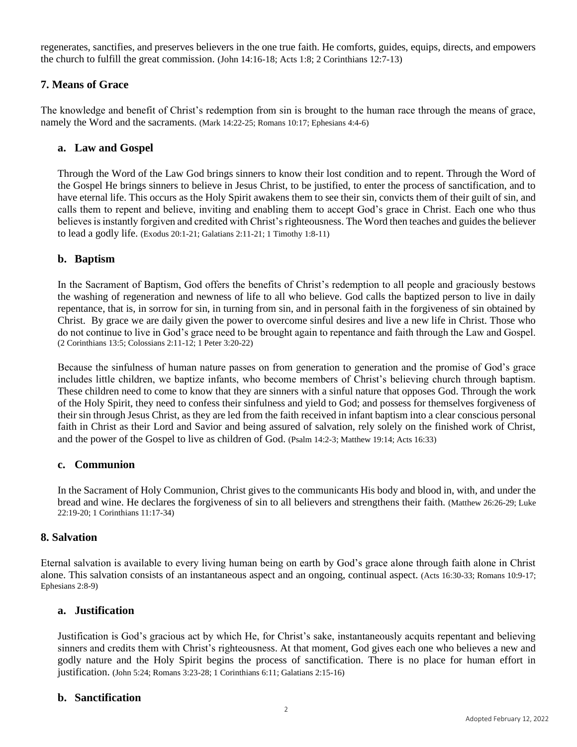regenerates, sanctifies, and preserves believers in the one true faith. He comforts, guides, equips, directs, and empowers the church to fulfill the great commission. (John 14:16-18; Acts 1:8; 2 Corinthians 12:7-13)

## 7. Means of Grace

The knowledge and benefit of Christ's redemption from sin is brought to the human race through the means of grace, namely the Word and the sacraments. (Mark 14:22-25; Romans 10:17; Ephesians 4:4-6)

### a. Law and Gospel

Through the Word of the Law God brings sinners to know their lost condition and to repent. Through the Word of the Gospel He brings sinners to believe in Jesus Christ, to be justified, to enter the process of sanctification, and to have eternal life. This occurs as the Holy Spirit awakens them to see their sin, convicts them of their guilt of sin, and calls them to repent and believe, inviting and enabling them to accept God's grace in Christ. Each one who thus believes is instantly forgiven and credited with Christ's righteousness. The Word then teaches and guides the believer to lead a godly life. (Exodus 20:1-21; Galatians 2:11-21; 1 Timothy 1:8-11)

### b. Baptism

In the Sacrament of Baptism, God offers the benefits of Christ's redemption to all people and graciously bestows the washing of regeneration and newness of life to all who believe. God calls the baptized person to live in daily repentance, that is, in sorrow for sin, in turning from sin, and in personal faith in the forgiveness of sin obtained by Christ. By grace we are daily given the power to overcome sinful desires and live a new life in Christ. Those who do not continue to live in God's grace need to be brought again to repentance and faith through the Law and Gospel. (2 Corinthians 13:5; Colossians 2:11-12; 1 Peter 3:20-22)

Because the sinfulness of human nature passes on from generation to generation and the promise of God's grace includes little children, we baptize infants, who become members of Christ's believing church through baptism. These children need to come to know that they are sinners with a sinful nature that opposes God. Through the work of the Holy Spirit, they need to confess their sinfulness and yield to God; and possess for themselves forgiveness of their sin through Jesus Christ, as they are led from the faith received in infant baptism into a clear conscious personal faith in Christ as their Lord and Savior and being assured of salvation, rely solely on the finished work of Christ, and the power of the Gospel to live as children of God. (Psalm 14:2-3; Matthew 19:14; Acts 16:33)

### c. Communion

In the Sacrament of Holy Communion, Christ gives to the communicants His body and blood in, with, and under the bread and wine. He declares the forgiveness of sin to all believers and strengthens their faith. (Matthew 26:26-29; Luke 22:19-20; 1 Corinthians 11:17-34)

## 8. Salvation

Eternal salvation is available to every living human being on earth by God's grace alone through faith alone in Christ alone. This salvation consists of an instantaneous aspect and an ongoing, continual aspect. (Acts 16:30-33; Romans 10:9-17; Ephesians 2:8-9)

### a. Justification

Justification is God's gracious act by which He, for Christ's sake, instantaneously acquits repentant and believing sinners and credits them with Christ's righteousness. At that moment, God gives each one who believes a new and godly nature and the Holy Spirit begins the process of sanctification. There is no place for human effort in justification. (John 5:24; Romans 3:23-28; 1 Corinthians 6:11; Galatians 2:15-16)

### b. Sanctification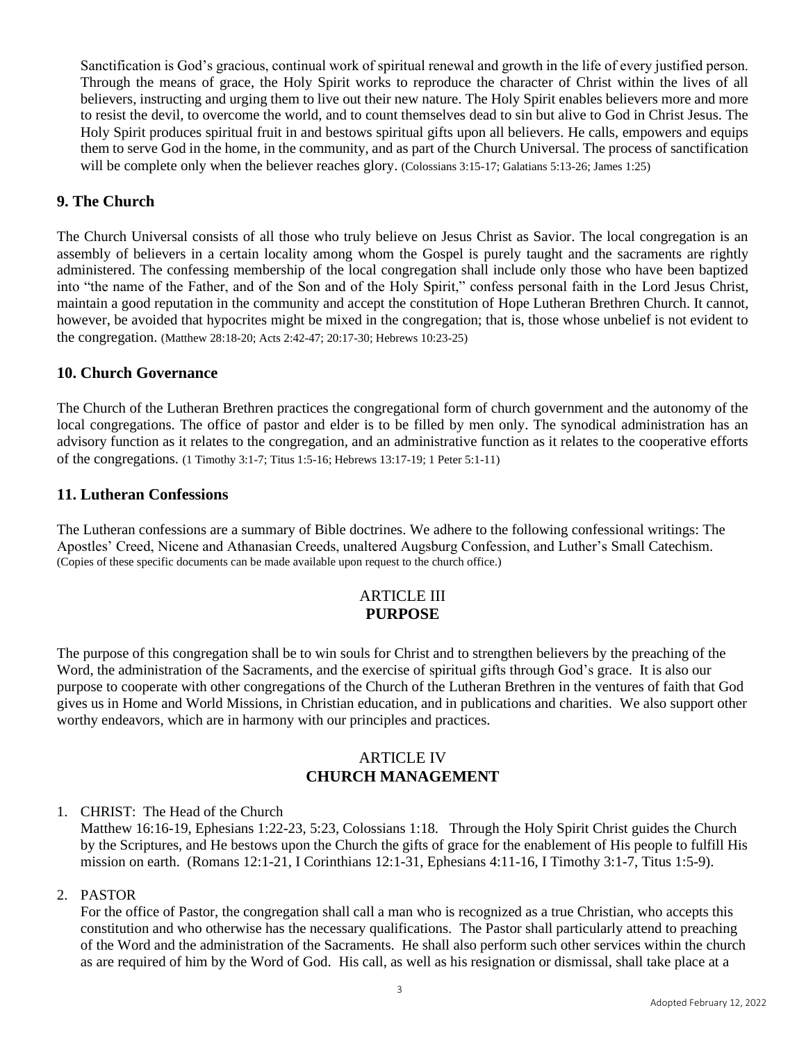Sanctification is God's gracious, continual work of spiritual renewal and growth in the life of every justified person. Through the means of grace, the Holy Spirit works to reproduce the character of Christ within the lives of all believers, instructing and urging them to live out their new nature. The Holy Spirit enables believers more and more to resist the devil, to overcome the world, and to count themselves dead to sin but alive to God in Christ Jesus. The Holy Spirit produces spiritual fruit in and bestows spiritual gifts upon all believers. He calls, empowers and equips them to serve God in the home, in the community, and as part of the Church Universal. The process of sanctification will be complete only when the believer reaches glory. (Colossians 3:15-17; Galatians 5:13-26; James 1:25)

### 9. The Church

The Church Universal consists of all those who truly believe on Jesus Christ as Savior. The local congregation is an assembly of believers in a certain locality among whom the Gospel is purely taught and the sacraments are rightly administered. The confessing membership of the local congregation shall include only those who have been baptized into "the name of the Father, and of the Son and of the Holy Spirit," confess personal faith in the Lord Jesus Christ, maintain a good reputation in the community and accept the constitution of Hope Lutheran Brethren Church. It cannot, however, be avoided that hypocrites might be mixed in the congregation; that is, those whose unbelief is not evident to the congregation. (Matthew 28:18-20; Acts 2:42-47; 20:17-30; Hebrews 10:23-25)

### 10. Church Governance

The Church of the Lutheran Brethren practices the congregational form of church government and the autonomy of the local congregations. The office of pastor and elder is to be filled by men only. The synodical administration has an advisory function as it relates to the congregation, and an administrative function as it relates to the cooperative efforts of the congregations. (1 Timothy 3:1-7; Titus 1:5-16; Hebrews 13:17-19; 1 Peter 5:1-11)

### 11. Lutheran Confessions

The Lutheran confessions are a summary of Bible doctrines. We adhere to the following confessional writings: The Apostles' Creed, Nicene and Athanasian Creeds, unaltered Augsburg Confession, and Luther's Small Catechism. (Copies of these specific documents can be made available upon request to the church office.)

## ARTICLE III
## PURPOSE

The purpose of this congregation shall be to win souls for Christ and to strengthen believers by the preaching of the Word, the administration of the Sacraments, and the exercise of spiritual gifts through God's grace. It is also our purpose to cooperate with other congregations of the Church of the Lutheran Brethren in the ventures of faith that God gives us in Home and World Missions, in Christian education, and in publications and charities. We also support other worthy endeavors, which are in harmony with our principles and practices.

## ARTICLE IV
## CHURCH MANAGEMENT

1. CHRIST: The Head of the Church
   Matthew 16:16-19, Ephesians 1:22-23, 5:23, Colossians 1:18. Through the Holy Spirit Christ guides the Church by the Scriptures, and He bestows upon the Church the gifts of grace for the enablement of His people to fulfill His mission on earth. (Romans 12:1-21, I Corinthians 12:1-31, Ephesians 4:11-16, I Timothy 3:1-7, Titus 1:5-9).

2. PASTOR
   For the office of Pastor, the congregation shall call a man who is recognized as a true Christian, who accepts this constitution and who otherwise has the necessary qualifications. The Pastor shall particularly attend to preaching of the Word and the administration of the Sacraments. He shall also perform such other services within the church as are required of him by the Word of God. His call, as well as his resignation or dismissal, shall take place at a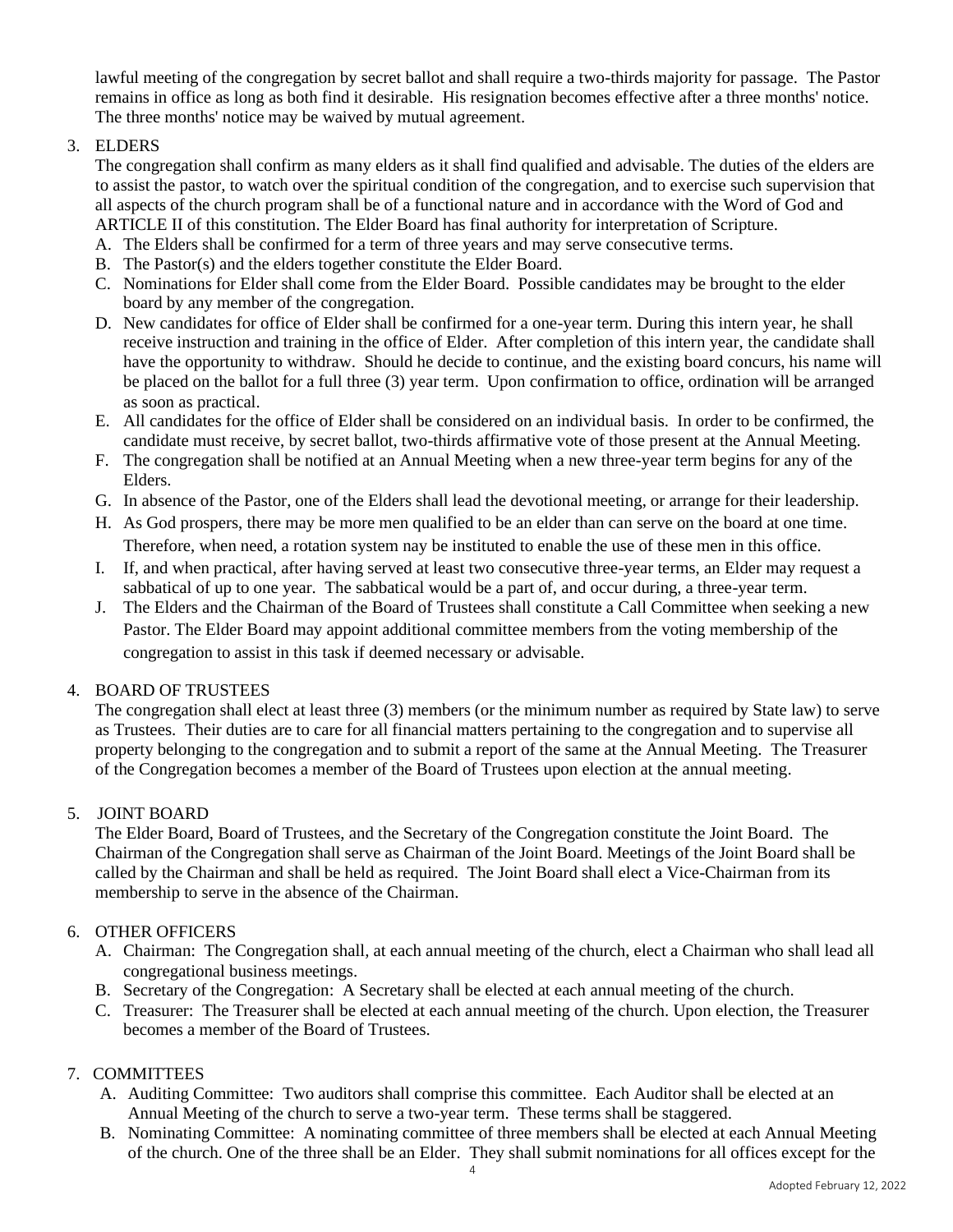lawful meeting of the congregation by secret ballot and shall require a two-thirds majority for passage. The Pastor remains in office as long as both find it desirable. His resignation becomes effective after a three months' notice. The three months' notice may be waived by mutual agreement.

3. ELDERS

   The congregation shall confirm as many elders as it shall find qualified and advisable. The duties of the elders are to assist the pastor, to watch over the spiritual condition of the congregation, and to exercise such supervision that all aspects of the church program shall be of a functional nature and in accordance with the Word of God and ARTICLE II of this constitution. The Elder Board has final authority for interpretation of Scripture.

   A. The Elders shall be confirmed for a term of three years and may serve consecutive terms.
   B. The Pastor(s) and the elders together constitute the Elder Board.
   C. Nominations for Elder shall come from the Elder Board. Possible candidates may be brought to the elder board by any member of the congregation.
   D. New candidates for office of Elder shall be confirmed for a one-year term. During this intern year, he shall receive instruction and training in the office of Elder. After completion of this intern year, the candidate shall have the opportunity to withdraw. Should he decide to continue, and the existing board concurs, his name will be placed on the ballot for a full three (3) year term. Upon confirmation to office, ordination will be arranged as soon as practical.
   E. All candidates for the office of Elder shall be considered on an individual basis. In order to be confirmed, the candidate must receive, by secret ballot, two-thirds affirmative vote of those present at the Annual Meeting.
   F. The congregation shall be notified at an Annual Meeting when a new three-year term begins for any of the Elders.
   G. In absence of the Pastor, one of the Elders shall lead the devotional meeting, or arrange for their leadership.
   H. As God prospers, there may be more men qualified to be an elder than can serve on the board at one time. Therefore, when need, a rotation system nay be instituted to enable the use of these men in this office.
   I. If, and when practical, after having served at least two consecutive three-year terms, an Elder may request a sabbatical of up to one year. The sabbatical would be a part of, and occur during, a three-year term.
   J. The Elders and the Chairman of the Board of Trustees shall constitute a Call Committee when seeking a new Pastor. The Elder Board may appoint additional committee members from the voting membership of the congregation to assist in this task if deemed necessary or advisable.

4. BOARD OF TRUSTEES

   The congregation shall elect at least three (3) members (or the minimum number as required by State law) to serve as Trustees. Their duties are to care for all financial matters pertaining to the congregation and to supervise all property belonging to the congregation and to submit a report of the same at the Annual Meeting. The Treasurer of the Congregation becomes a member of the Board of Trustees upon election at the annual meeting.

5. JOINT BOARD

   The Elder Board, Board of Trustees, and the Secretary of the Congregation constitute the Joint Board. The Chairman of the Congregation shall serve as Chairman of the Joint Board. Meetings of the Joint Board shall be called by the Chairman and shall be held as required. The Joint Board shall elect a Vice-Chairman from its membership to serve in the absence of the Chairman.

6. OTHER OFFICERS

   A. Chairman: The Congregation shall, at each annual meeting of the church, elect a Chairman who shall lead all congregational business meetings.
   B. Secretary of the Congregation: A Secretary shall be elected at each annual meeting of the church.
   C. Treasurer: The Treasurer shall be elected at each annual meeting of the church. Upon election, the Treasurer becomes a member of the Board of Trustees.

7. COMMITTEES

   A. Auditing Committee: Two auditors shall comprise this committee. Each Auditor shall be elected at an Annual Meeting of the church to serve a two-year term. These terms shall be staggered.
   B. Nominating Committee: A nominating committee of three members shall be elected at each Annual Meeting of the church. One of the three shall be an Elder. They shall submit nominations for all offices except for the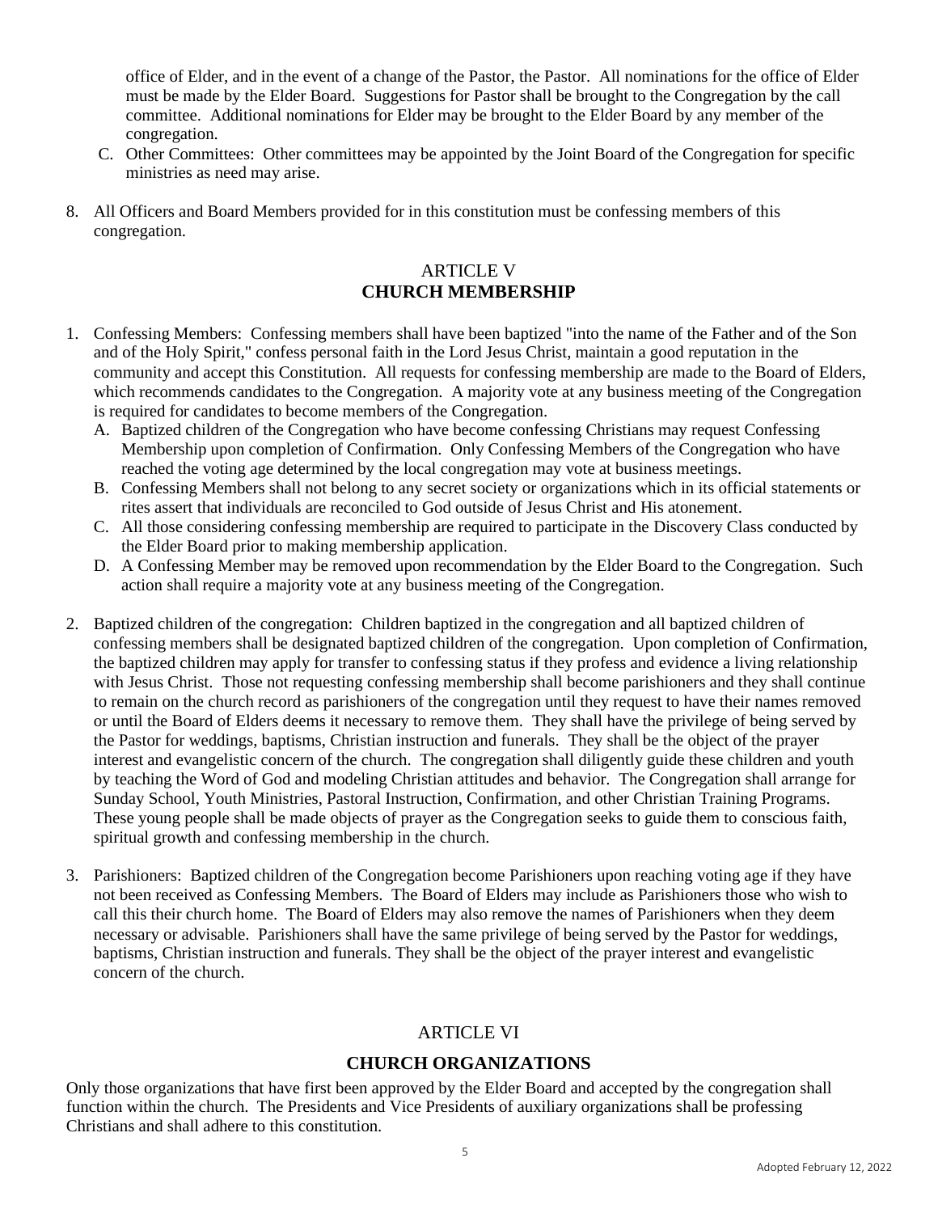office of Elder, and in the event of a change of the Pastor, the Pastor. All nominations for the office of Elder must be made by the Elder Board. Suggestions for Pastor shall be brought to the Congregation by the call committee. Additional nominations for Elder may be brought to the Elder Board by any member of the congregation.

C. Other Committees: Other committees may be appointed by the Joint Board of the Congregation for specific ministries as need may arise.

8. All Officers and Board Members provided for in this constitution must be confessing members of this congregation.

## ARTICLE V
## CHURCH MEMBERSHIP

1. Confessing Members: Confessing members shall have been baptized "into the name of the Father and of the Son and of the Holy Spirit," confess personal faith in the Lord Jesus Christ, maintain a good reputation in the community and accept this Constitution. All requests for confessing membership are made to the Board of Elders, which recommends candidates to the Congregation. A majority vote at any business meeting of the Congregation is required for candidates to become members of the Congregation.
   A. Baptized children of the Congregation who have become confessing Christians may request Confessing Membership upon completion of Confirmation. Only Confessing Members of the Congregation who have reached the voting age determined by the local congregation may vote at business meetings.
   B. Confessing Members shall not belong to any secret society or organizations which in its official statements or rites assert that individuals are reconciled to God outside of Jesus Christ and His atonement.
   C. All those considering confessing membership are required to participate in the Discovery Class conducted by the Elder Board prior to making membership application.
   D. A Confessing Member may be removed upon recommendation by the Elder Board to the Congregation. Such action shall require a majority vote at any business meeting of the Congregation.

2. Baptized children of the congregation: Children baptized in the congregation and all baptized children of confessing members shall be designated baptized children of the congregation. Upon completion of Confirmation, the baptized children may apply for transfer to confessing status if they profess and evidence a living relationship with Jesus Christ. Those not requesting confessing membership shall become parishioners and they shall continue to remain on the church record as parishioners of the congregation until they request to have their names removed or until the Board of Elders deems it necessary to remove them. They shall have the privilege of being served by the Pastor for weddings, baptisms, Christian instruction and funerals. They shall be the object of the prayer interest and evangelistic concern of the church. The congregation shall diligently guide these children and youth by teaching the Word of God and modeling Christian attitudes and behavior. The Congregation shall arrange for Sunday School, Youth Ministries, Pastoral Instruction, Confirmation, and other Christian Training Programs. These young people shall be made objects of prayer as the Congregation seeks to guide them to conscious faith, spiritual growth and confessing membership in the church.

3. Parishioners: Baptized children of the Congregation become Parishioners upon reaching voting age if they have not been received as Confessing Members. The Board of Elders may include as Parishioners those who wish to call this their church home. The Board of Elders may also remove the names of Parishioners when they deem necessary or advisable. Parishioners shall have the same privilege of being served by the Pastor for weddings, baptisms, Christian instruction and funerals. They shall be the object of the prayer interest and evangelistic concern of the church.

## ARTICLE VI
## CHURCH ORGANIZATIONS

Only those organizations that have first been approved by the Elder Board and accepted by the congregation shall function within the church. The Presidents and Vice Presidents of auxiliary organizations shall be professing Christians and shall adhere to this constitution.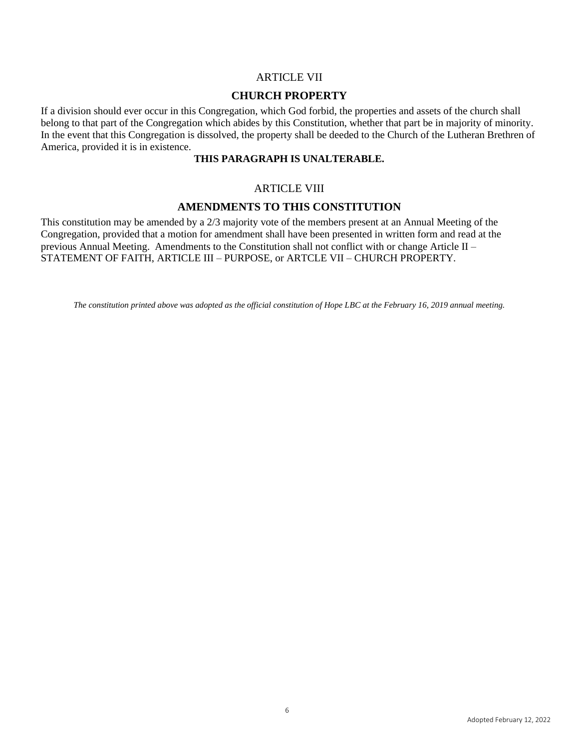## ARTICLE VII

## CHURCH PROPERTY

If a division should ever occur in this Congregation, which God forbid, the properties and assets of the church shall belong to that part of the Congregation which abides by this Constitution, whether that part be in majority of minority. In the event that this Congregation is dissolved, the property shall be deeded to the Church of the Lutheran Brethren of America, provided it is in existence.

**THIS PARAGRAPH IS UNALTERABLE.**

## ARTICLE VIII

## AMENDMENTS TO THIS CONSTITUTION

This constitution may be amended by a 2/3 majority vote of the members present at an Annual Meeting of the Congregation, provided that a motion for amendment shall have been presented in written form and read at the previous Annual Meeting. Amendments to the Constitution shall not conflict with or change Article II – STATEMENT OF FAITH, ARTICLE III – PURPOSE, or ARTCLE VII – CHURCH PROPERTY.

*The constitution printed above was adopted as the official constitution of Hope LBC at the February 16, 2019 annual meeting.*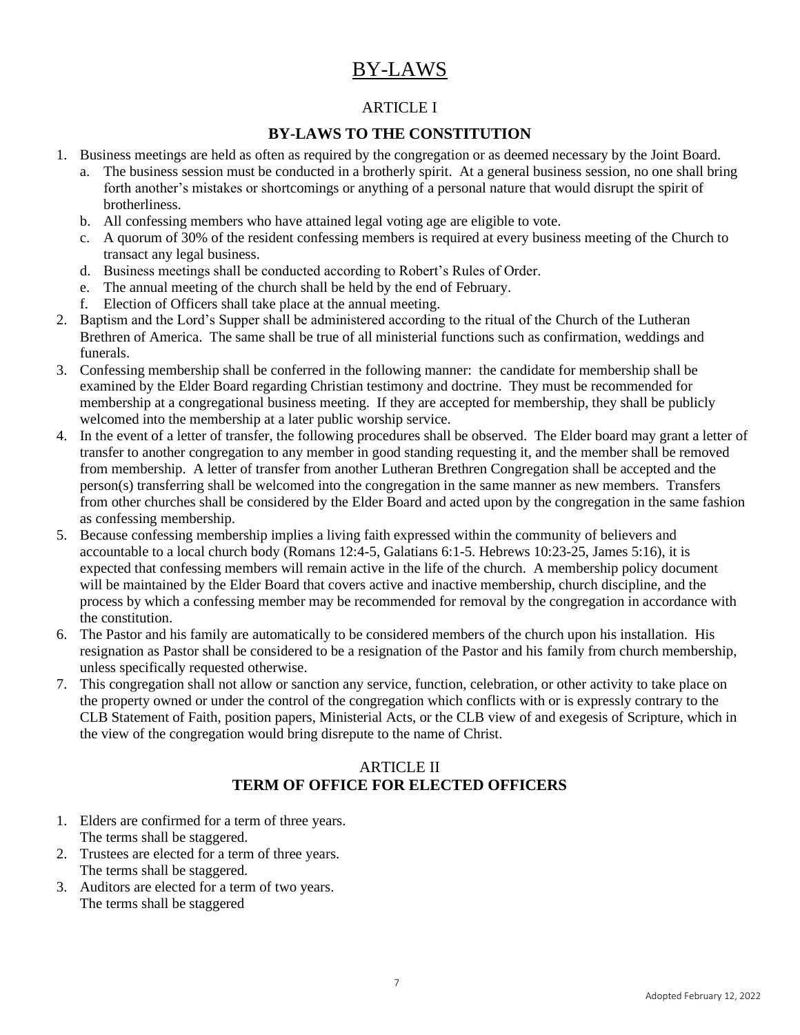# BY-LAWS

## ARTICLE I

## BY-LAWS TO THE CONSTITUTION

1. Business meetings are held as often as required by the congregation or as deemed necessary by the Joint Board.
   a. The business session must be conducted in a brotherly spirit. At a general business session, no one shall bring forth another's mistakes or shortcomings or anything of a personal nature that would disrupt the spirit of brotherliness.
   b. All confessing members who have attained legal voting age are eligible to vote.
   c. A quorum of 30% of the resident confessing members is required at every business meeting of the Church to transact any legal business.
   d. Business meetings shall be conducted according to Robert's Rules of Order.
   e. The annual meeting of the church shall be held by the end of February.
   f. Election of Officers shall take place at the annual meeting.
2. Baptism and the Lord's Supper shall be administered according to the ritual of the Church of the Lutheran Brethren of America. The same shall be true of all ministerial functions such as confirmation, weddings and funerals.
3. Confessing membership shall be conferred in the following manner: the candidate for membership shall be examined by the Elder Board regarding Christian testimony and doctrine. They must be recommended for membership at a congregational business meeting. If they are accepted for membership, they shall be publicly welcomed into the membership at a later public worship service.
4. In the event of a letter of transfer, the following procedures shall be observed. The Elder board may grant a letter of transfer to another congregation to any member in good standing requesting it, and the member shall be removed from membership. A letter of transfer from another Lutheran Brethren Congregation shall be accepted and the person(s) transferring shall be welcomed into the congregation in the same manner as new members. Transfers from other churches shall be considered by the Elder Board and acted upon by the congregation in the same fashion as confessing membership.
5. Because confessing membership implies a living faith expressed within the community of believers and accountable to a local church body (Romans 12:4-5, Galatians 6:1-5. Hebrews 10:23-25, James 5:16), it is expected that confessing members will remain active in the life of the church. A membership policy document will be maintained by the Elder Board that covers active and inactive membership, church discipline, and the process by which a confessing member may be recommended for removal by the congregation in accordance with the constitution.
6. The Pastor and his family are automatically to be considered members of the church upon his installation. His resignation as Pastor shall be considered to be a resignation of the Pastor and his family from church membership, unless specifically requested otherwise.
7. This congregation shall not allow or sanction any service, function, celebration, or other activity to take place on the property owned or under the control of the congregation which conflicts with or is expressly contrary to the CLB Statement of Faith, position papers, Ministerial Acts, or the CLB view of and exegesis of Scripture, which in the view of the congregation would bring disrepute to the name of Christ.

## ARTICLE II
## TERM OF OFFICE FOR ELECTED OFFICERS

1. Elders are confirmed for a term of three years.
   The terms shall be staggered.
2. Trustees are elected for a term of three years.
   The terms shall be staggered.
3. Auditors are elected for a term of two years.
   The terms shall be staggered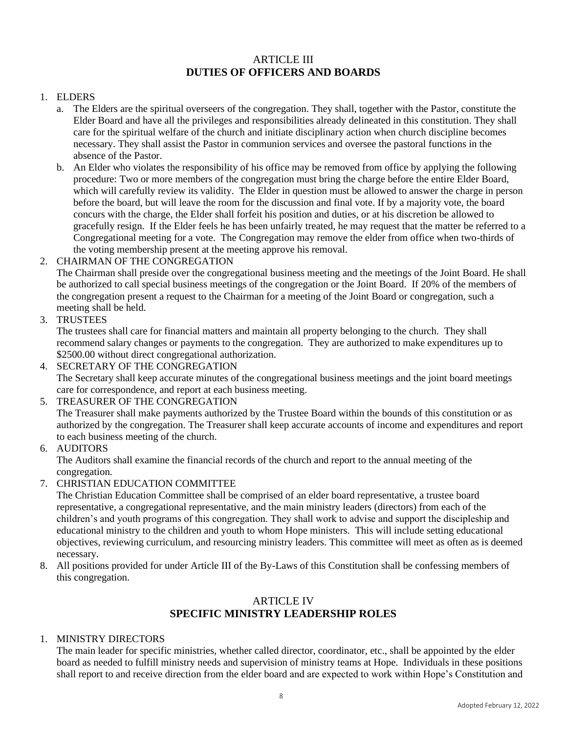## ARTICLE III
## DUTIES OF OFFICERS AND BOARDS

1. ELDERS
   a. The Elders are the spiritual overseers of the congregation. They shall, together with the Pastor, constitute the Elder Board and have all the privileges and responsibilities already delineated in this constitution. They shall care for the spiritual welfare of the church and initiate disciplinary action when church discipline becomes necessary. They shall assist the Pastor in communion services and oversee the pastoral functions in the absence of the Pastor.
   b. An Elder who violates the responsibility of his office may be removed from office by applying the following procedure: Two or more members of the congregation must bring the charge before the entire Elder Board, which will carefully review its validity. The Elder in question must be allowed to answer the charge in person before the board, but will leave the room for the discussion and final vote. If by a majority vote, the board concurs with the charge, the Elder shall forfeit his position and duties, or at his discretion be allowed to gracefully resign. If the Elder feels he has been unfairly treated, he may request that the matter be referred to a Congregational meeting for a vote. The Congregation may remove the elder from office when two-thirds of the voting membership present at the meeting approve his removal.
2. CHAIRMAN OF THE CONGREGATION
   The Chairman shall preside over the congregational business meeting and the meetings of the Joint Board. He shall be authorized to call special business meetings of the congregation or the Joint Board. If 20% of the members of the congregation present a request to the Chairman for a meeting of the Joint Board or congregation, such a meeting shall be held.
3. TRUSTEES
   The trustees shall care for financial matters and maintain all property belonging to the church. They shall recommend salary changes or payments to the congregation. They are authorized to make expenditures up to $2500.00 without direct congregational authorization.
4. SECRETARY OF THE CONGREGATION
   The Secretary shall keep accurate minutes of the congregational business meetings and the joint board meetings care for correspondence, and report at each business meeting.
5. TREASURER OF THE CONGREGATION
   The Treasurer shall make payments authorized by the Trustee Board within the bounds of this constitution or as authorized by the congregation. The Treasurer shall keep accurate accounts of income and expenditures and report to each business meeting of the church.
6. AUDITORS
   The Auditors shall examine the financial records of the church and report to the annual meeting of the congregation.
7. CHRISTIAN EDUCATION COMMITTEE
   The Christian Education Committee shall be comprised of an elder board representative, a trustee board representative, a congregational representative, and the main ministry leaders (directors) from each of the children's and youth programs of this congregation. They shall work to advise and support the discipleship and educational ministry to the children and youth to whom Hope ministers. This will include setting educational objectives, reviewing curriculum, and resourcing ministry leaders. This committee will meet as often as is deemed necessary.
8. All positions provided for under Article III of the By-Laws of this Constitution shall be confessing members of this congregation.

## ARTICLE IV
## SPECIFIC MINISTRY LEADERSHIP ROLES

1. MINISTRY DIRECTORS
   The main leader for specific ministries, whether called director, coordinator, etc., shall be appointed by the elder board as needed to fulfill ministry needs and supervision of ministry teams at Hope. Individuals in these positions shall report to and receive direction from the elder board and are expected to work within Hope's Constitution and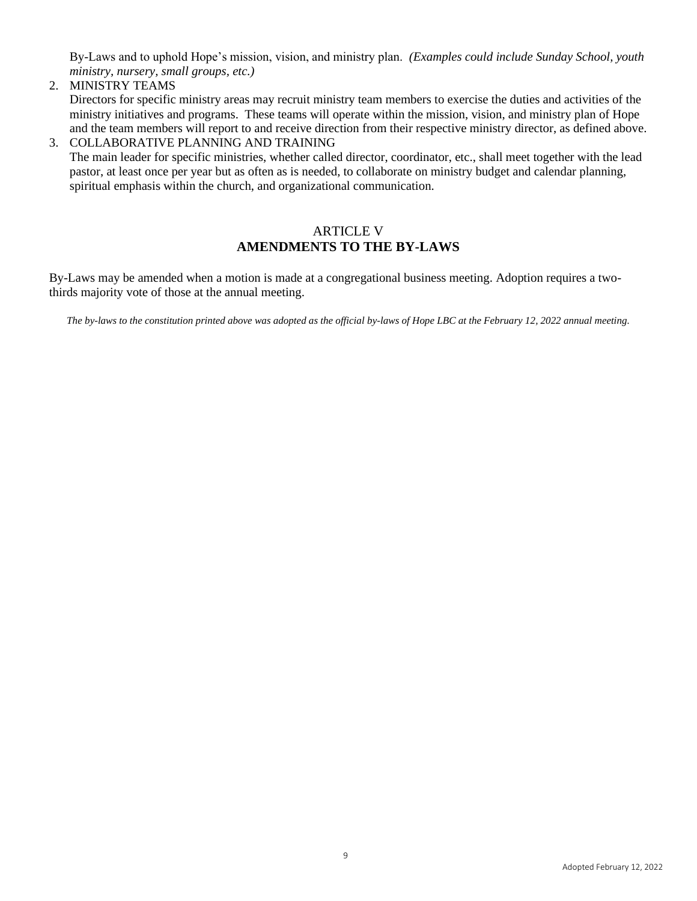By-Laws and to uphold Hope's mission, vision, and ministry plan. *(Examples could include Sunday School, youth ministry, nursery, small groups, etc.)*

2. MINISTRY TEAMS
   Directors for specific ministry areas may recruit ministry team members to exercise the duties and activities of the ministry initiatives and programs. These teams will operate within the mission, vision, and ministry plan of Hope and the team members will report to and receive direction from their respective ministry director, as defined above.
3. COLLABORATIVE PLANNING AND TRAINING
   The main leader for specific ministries, whether called director, coordinator, etc., shall meet together with the lead pastor, at least once per year but as often as is needed, to collaborate on ministry budget and calendar planning, spiritual emphasis within the church, and organizational communication.

## ARTICLE V
## AMENDMENTS TO THE BY-LAWS

By-Laws may be amended when a motion is made at a congregational business meeting. Adoption requires a two-thirds majority vote of those at the annual meeting.

*The by-laws to the constitution printed above was adopted as the official by-laws of Hope LBC at the February 12, 2022 annual meeting.*